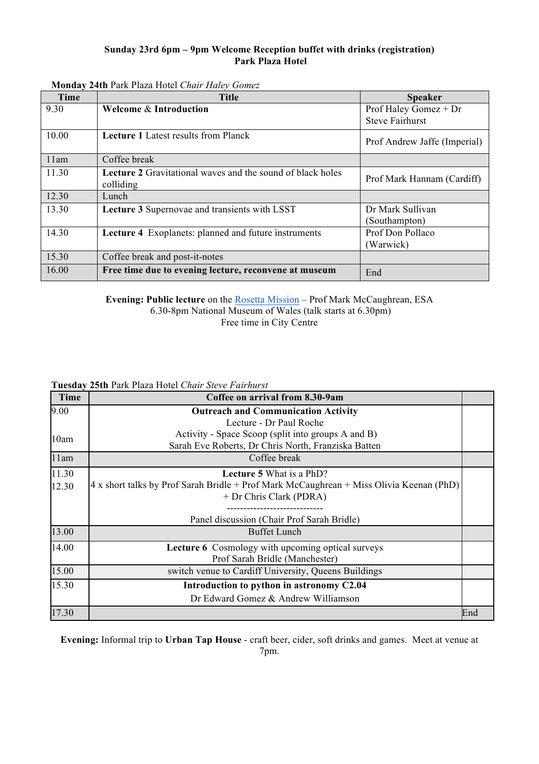**Sunday 23rd 6pm – 9pm Welcome Reception buffet with drinks (registration)**
**Park Plaza Hotel**

**Monday 24th** Park Plaza Hotel *Chair Haley Gomez*

| Time | Title | Speaker |
|---|---|---|
| 9.30 | **Welcome & Introduction** | Prof Haley Gomez + Dr Steve Fairhurst |
| 10.00 | **Lecture 1** Latest results from Planck | Prof Andrew Jaffe (Imperial) |
| 11am | Coffee break | |
| 11.30 | **Lecture 2** Gravitational waves and the sound of black holes colliding | Prof Mark Hannam (Cardiff) |
| 12.30 | Lunch | |
| 13.30 | **Lecture 3** Supernovae and transients with LSST | Dr Mark Sullivan (Southampton) |
| 14.30 | **Lecture 4** Exoplanets: planned and future instruments | Prof Don Pollaco (Warwick) |
| 15.30 | Coffee break and post-it-notes | |
| 16.00 | **Free time due to evening lecture, reconvene at museum** | End |

**Evening: Public lecture** on the Rosetta Mission – Prof Mark McCaughrean, ESA
6.30-8pm National Museum of Wales (talk starts at 6.30pm)
Free time in City Centre

**Tuesday 25th** Park Plaza Hotel *Chair Steve Fairhurst*

| Time | Coffee on arrival from 8.30-9am | |
|---|---|---|
| 9.00<br><br>10am | **Outreach and Communication Activity**<br>Lecture - Dr Paul Roche<br>Activity - Space Scoop (split into groups A and B)<br>Sarah Eve Roberts, Dr Chris North, Franziska Batten | |
| 11am | Coffee break | |
| 11.30<br>12.30 | **Lecture 5** What is a PhD?<br>4 x short talks by Prof Sarah Bridle + Prof Mark McCaughrean + Miss Olivia Keenan (PhD) + Dr Chris Clark (PDRA)<br>-----------------------------<br>Panel discussion (Chair Prof Sarah Bridle) | |
| 13.00 | Buffet Lunch | |
| 14.00 | **Lecture 6** Cosmology with upcoming optical surveys<br>Prof Sarah Bridle (Manchester) | |
| 15.00 | switch venue to Cardiff University, Queens Buildings | |
| 15.30 | **Introduction to python in astronomy C2.04**<br>Dr Edward Gomez & Andrew Williamson | |
| 17.30 | | End |

**Evening:** Informal trip to **Urban Tap House** - craft beer, cider, soft drinks and games. Meet at venue at 7pm.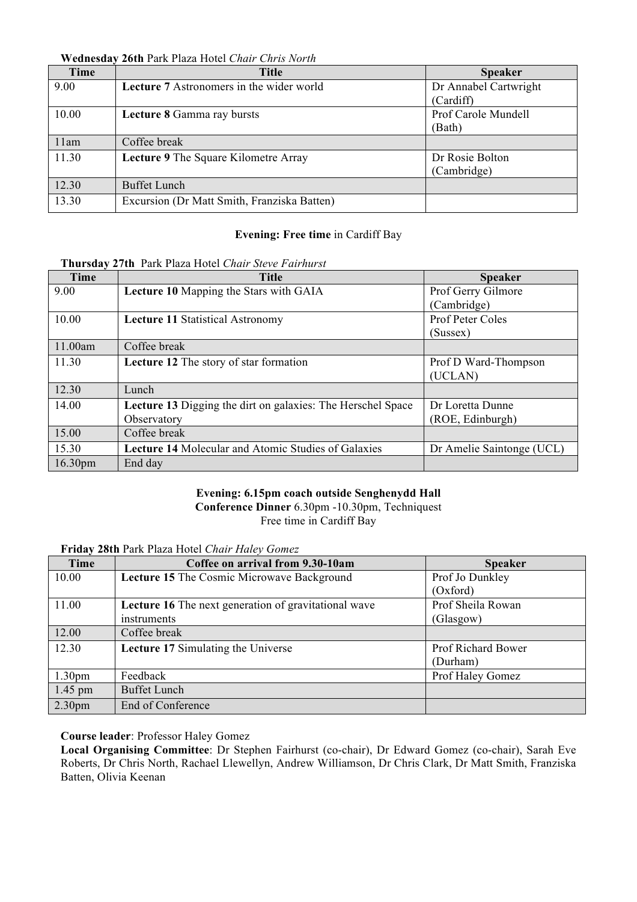**Wednesday 26th** Park Plaza Hotel *Chair Chris North*

| Time | Title | Speaker |
|---|---|---|
| 9.00 | **Lecture 7** Astronomers in the wider world | Dr Annabel Cartwright (Cardiff) |
| 10.00 | **Lecture 8** Gamma ray bursts | Prof Carole Mundell (Bath) |
| 11am | Coffee break | |
| 11.30 | **Lecture 9** The Square Kilometre Array | Dr Rosie Bolton (Cambridge) |
| 12.30 | Buffet Lunch | |
| 13.30 | Excursion (Dr Matt Smith, Franziska Batten) | |

**Evening: Free time** in Cardiff Bay

**Thursday 27th** Park Plaza Hotel *Chair Steve Fairhurst*

| Time | Title | Speaker |
|---|---|---|
| 9.00 | **Lecture 10** Mapping the Stars with GAIA | Prof Gerry Gilmore (Cambridge) |
| 10.00 | **Lecture 11** Statistical Astronomy | Prof Peter Coles (Sussex) |
| 11.00am | Coffee break | |
| 11.30 | **Lecture 12** The story of star formation | Prof D Ward-Thompson (UCLAN) |
| 12.30 | Lunch | |
| 14.00 | **Lecture 13** Digging the dirt on galaxies: The Herschel Space Observatory | Dr Loretta Dunne (ROE, Edinburgh) |
| 15.00 | Coffee break | |
| 15.30 | **Lecture 14** Molecular and Atomic Studies of Galaxies | Dr Amelie Saintonge (UCL) |
| 16.30pm | End day | |

**Evening: 6.15pm coach outside Senghenydd Hall**
**Conference Dinner** 6.30pm -10.30pm, Techniquest
Free time in Cardiff Bay

**Friday 28th** Park Plaza Hotel *Chair Haley Gomez*

| Time | Coffee on arrival from 9.30-10am | Speaker |
|---|---|---|
| 10.00 | **Lecture 15** The Cosmic Microwave Background | Prof Jo Dunkley (Oxford) |
| 11.00 | **Lecture 16** The next generation of gravitational wave instruments | Prof Sheila Rowan (Glasgow) |
| 12.00 | Coffee break | |
| 12.30 | **Lecture 17** Simulating the Universe | Prof Richard Bower (Durham) |
| 1.30pm | Feedback | Prof Haley Gomez |
| 1.45 pm | Buffet Lunch | |
| 2.30pm | End of Conference | |

**Course leader**: Professor Haley Gomez
**Local Organising Committee**: Dr Stephen Fairhurst (co-chair), Dr Edward Gomez (co-chair), Sarah Eve Roberts, Dr Chris North, Rachael Llewellyn, Andrew Williamson, Dr Chris Clark, Dr Matt Smith, Franziska Batten, Olivia Keenan